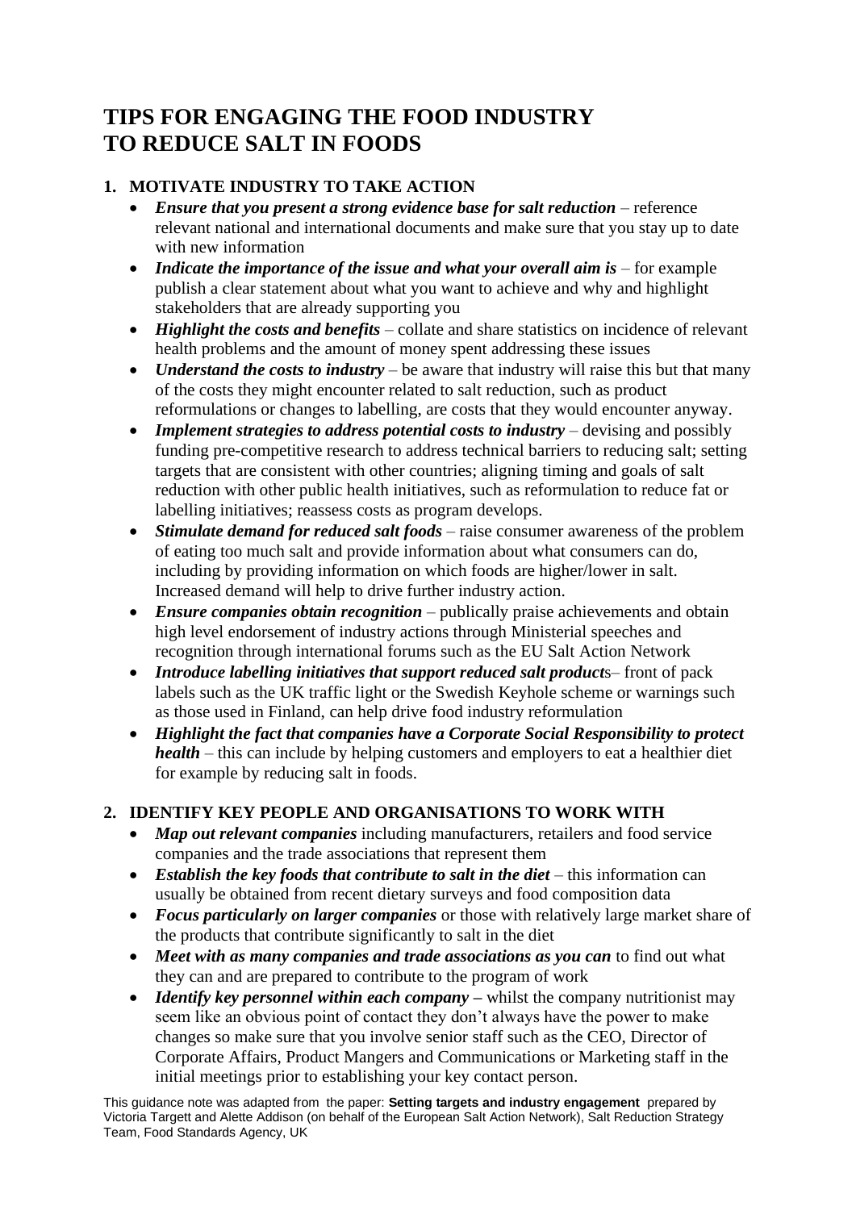# TIPS FOR ENGAGING THE FOOD INDUSTRY TO REDUCE SALT IN FOODS

## 1. MOTIVATE INDUSTRY TO TAKE ACTION

- ***Ensure that you present a strong evidence base for salt reduction*** – reference relevant national and international documents and make sure that you stay up to date with new information
- ***Indicate the importance of the issue and what your overall aim is*** – for example publish a clear statement about what you want to achieve and why and highlight stakeholders that are already supporting you
- ***Highlight the costs and benefits*** – collate and share statistics on incidence of relevant health problems and the amount of money spent addressing these issues
- ***Understand the costs to industry*** – be aware that industry will raise this but that many of the costs they might encounter related to salt reduction, such as product reformulations or changes to labelling, are costs that they would encounter anyway.
- ***Implement strategies to address potential costs to industry*** – devising and possibly funding pre-competitive research to address technical barriers to reducing salt; setting targets that are consistent with other countries; aligning timing and goals of salt reduction with other public health initiatives, such as reformulation to reduce fat or labelling initiatives; reassess costs as program develops.
- ***Stimulate demand for reduced salt foods*** – raise consumer awareness of the problem of eating too much salt and provide information about what consumers can do, including by providing information on which foods are higher/lower in salt. Increased demand will help to drive further industry action.
- ***Ensure companies obtain recognition*** – publically praise achievements and obtain high level endorsement of industry actions through Ministerial speeches and recognition through international forums such as the EU Salt Action Network
- ***Introduce labelling initiatives that support reduced salt product****s*– front of pack labels such as the UK traffic light or the Swedish Keyhole scheme or warnings such as those used in Finland, can help drive food industry reformulation
- ***Highlight the fact that companies have a Corporate Social Responsibility to protect health*** – this can include by helping customers and employers to eat a healthier diet for example by reducing salt in foods.

## 2. IDENTIFY KEY PEOPLE AND ORGANISATIONS TO WORK WITH

- ***Map out relevant companies*** including manufacturers, retailers and food service companies and the trade associations that represent them
- ***Establish the key foods that contribute to salt in the diet*** – this information can usually be obtained from recent dietary surveys and food composition data
- ***Focus particularly on larger companies*** or those with relatively large market share of the products that contribute significantly to salt in the diet
- ***Meet with as many companies and trade associations as you can*** to find out what they can and are prepared to contribute to the program of work
- ***Identify key personnel within each company*** – whilst the company nutritionist may seem like an obvious point of contact they don't always have the power to make changes so make sure that you involve senior staff such as the CEO, Director of Corporate Affairs, Product Mangers and Communications or Marketing staff in the initial meetings prior to establishing your key contact person.

This guidance note was adapted from the paper: **Setting targets and industry engagement** prepared by Victoria Targett and Alette Addison (on behalf of the European Salt Action Network), Salt Reduction Strategy Team, Food Standards Agency, UK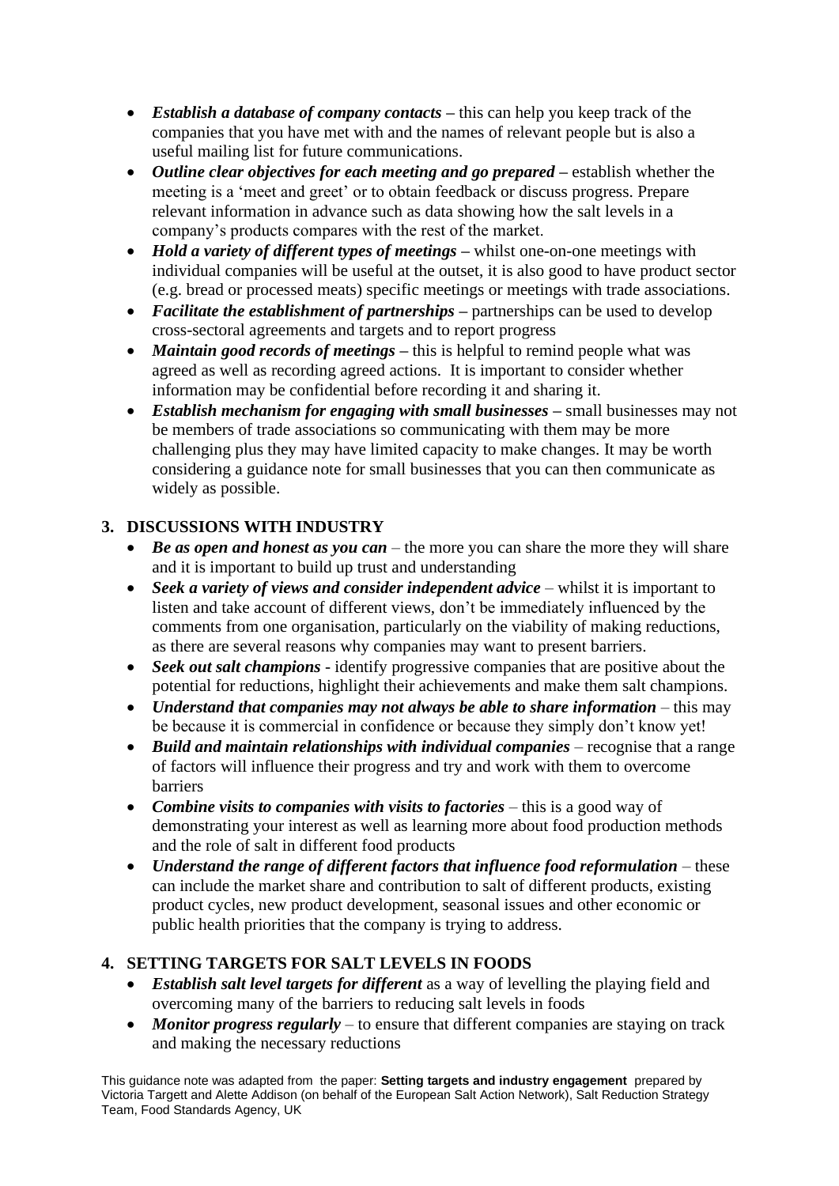- ***Establish a database of company contacts*** **–** this can help you keep track of the companies that you have met with and the names of relevant people but is also a useful mailing list for future communications.
- ***Outline clear objectives for each meeting and go prepared*** **–** establish whether the meeting is a 'meet and greet' or to obtain feedback or discuss progress. Prepare relevant information in advance such as data showing how the salt levels in a company's products compares with the rest of the market.
- ***Hold a variety of different types of meetings*** **–** whilst one-on-one meetings with individual companies will be useful at the outset, it is also good to have product sector (e.g. bread or processed meats) specific meetings or meetings with trade associations.
- ***Facilitate the establishment of partnerships*** **–** partnerships can be used to develop cross-sectoral agreements and targets and to report progress
- ***Maintain good records of meetings*** **–** this is helpful to remind people what was agreed as well as recording agreed actions. It is important to consider whether information may be confidential before recording it and sharing it.
- ***Establish mechanism for engaging with small businesses*** **–** small businesses may not be members of trade associations so communicating with them may be more challenging plus they may have limited capacity to make changes. It may be worth considering a guidance note for small businesses that you can then communicate as widely as possible.

## 3. DISCUSSIONS WITH INDUSTRY

- ***Be as open and honest as you can*** – the more you can share the more they will share and it is important to build up trust and understanding
- ***Seek a variety of views and consider independent advice*** – whilst it is important to listen and take account of different views, don't be immediately influenced by the comments from one organisation, particularly on the viability of making reductions, as there are several reasons why companies may want to present barriers.
- ***Seek out salt champions*** - identify progressive companies that are positive about the potential for reductions, highlight their achievements and make them salt champions.
- ***Understand that companies may not always be able to share information*** – this may be because it is commercial in confidence or because they simply don't know yet!
- ***Build and maintain relationships with individual companies*** – recognise that a range of factors will influence their progress and try and work with them to overcome barriers
- ***Combine visits to companies with visits to factories*** – this is a good way of demonstrating your interest as well as learning more about food production methods and the role of salt in different food products
- ***Understand the range of different factors that influence food reformulation*** – these can include the market share and contribution to salt of different products, existing product cycles, new product development, seasonal issues and other economic or public health priorities that the company is trying to address.

## 4. SETTING TARGETS FOR SALT LEVELS IN FOODS

- ***Establish salt level targets for different*** as a way of levelling the playing field and overcoming many of the barriers to reducing salt levels in foods
- ***Monitor progress regularly*** – to ensure that different companies are staying on track and making the necessary reductions

This guidance note was adapted from the paper: **Setting targets and industry engagement** prepared by Victoria Targett and Alette Addison (on behalf of the European Salt Action Network), Salt Reduction Strategy Team, Food Standards Agency, UK